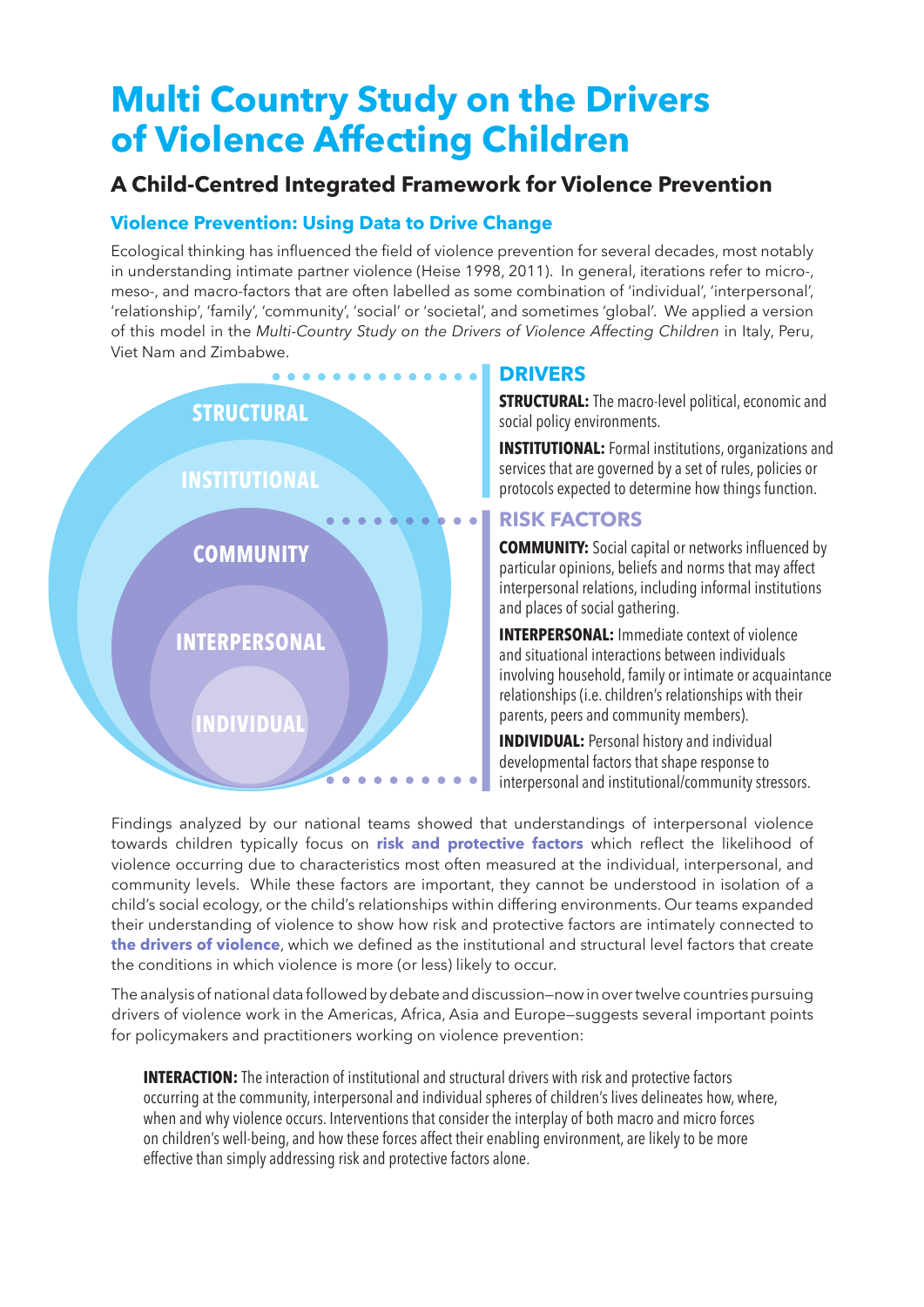# Multi Country Study on the Drivers of Violence Affecting Children

## A Child-Centred Integrated Framework for Violence Prevention

### Violence Prevention: Using Data to Drive Change

Ecological thinking has influenced the field of violence prevention for several decades, most notably in understanding intimate partner violence (Heise 1998, 2011). In general, iterations refer to micro-, meso-, and macro-factors that are often labelled as some combination of 'individual', 'interpersonal', 'relationship', 'family', 'community', 'social' or 'societal', and sometimes 'global'. We applied a version of this model in the *Multi-Country Study on the Drivers of Violence Affecting Children* in Italy, Peru, Viet Nam and Zimbabwe.

STRUCTURAL

INSTITUTIONAL

COMMUNITY

INTERPERSONAL

INDIVIDUAL

#### DRIVERS

**STRUCTURAL:** The macro-level political, economic and social policy environments.

**INSTITUTIONAL:** Formal institutions, organizations and services that are governed by a set of rules, policies or protocols expected to determine how things function.

#### RISK FACTORS

**COMMUNITY:** Social capital or networks influenced by particular opinions, beliefs and norms that may affect interpersonal relations, including informal institutions and places of social gathering.

**INTERPERSONAL:** Immediate context of violence and situational interactions between individuals involving household, family or intimate or acquaintance relationships (i.e. children's relationships with their parents, peers and community members).

**INDIVIDUAL:** Personal history and individual developmental factors that shape response to interpersonal and institutional/community stressors.

Findings analyzed by our national teams showed that understandings of interpersonal violence towards children typically focus on **risk and protective factors** which reflect the likelihood of violence occurring due to characteristics most often measured at the individual, interpersonal, and community levels. While these factors are important, they cannot be understood in isolation of a child's social ecology, or the child's relationships within differing environments. Our teams expanded their understanding of violence to show how risk and protective factors are intimately connected to **the drivers of violence**, which we defined as the institutional and structural level factors that create the conditions in which violence is more (or less) likely to occur.

The analysis of national data followed by debate and discussion—now in over twelve countries pursuing drivers of violence work in the Americas, Africa, Asia and Europe—suggests several important points for policymakers and practitioners working on violence prevention:

**INTERACTION:** The interaction of institutional and structural drivers with risk and protective factors occurring at the community, interpersonal and individual spheres of children's lives delineates how, where, when and why violence occurs. Interventions that consider the interplay of both macro and micro forces on children's well-being, and how these forces affect their enabling environment, are likely to be more effective than simply addressing risk and protective factors alone.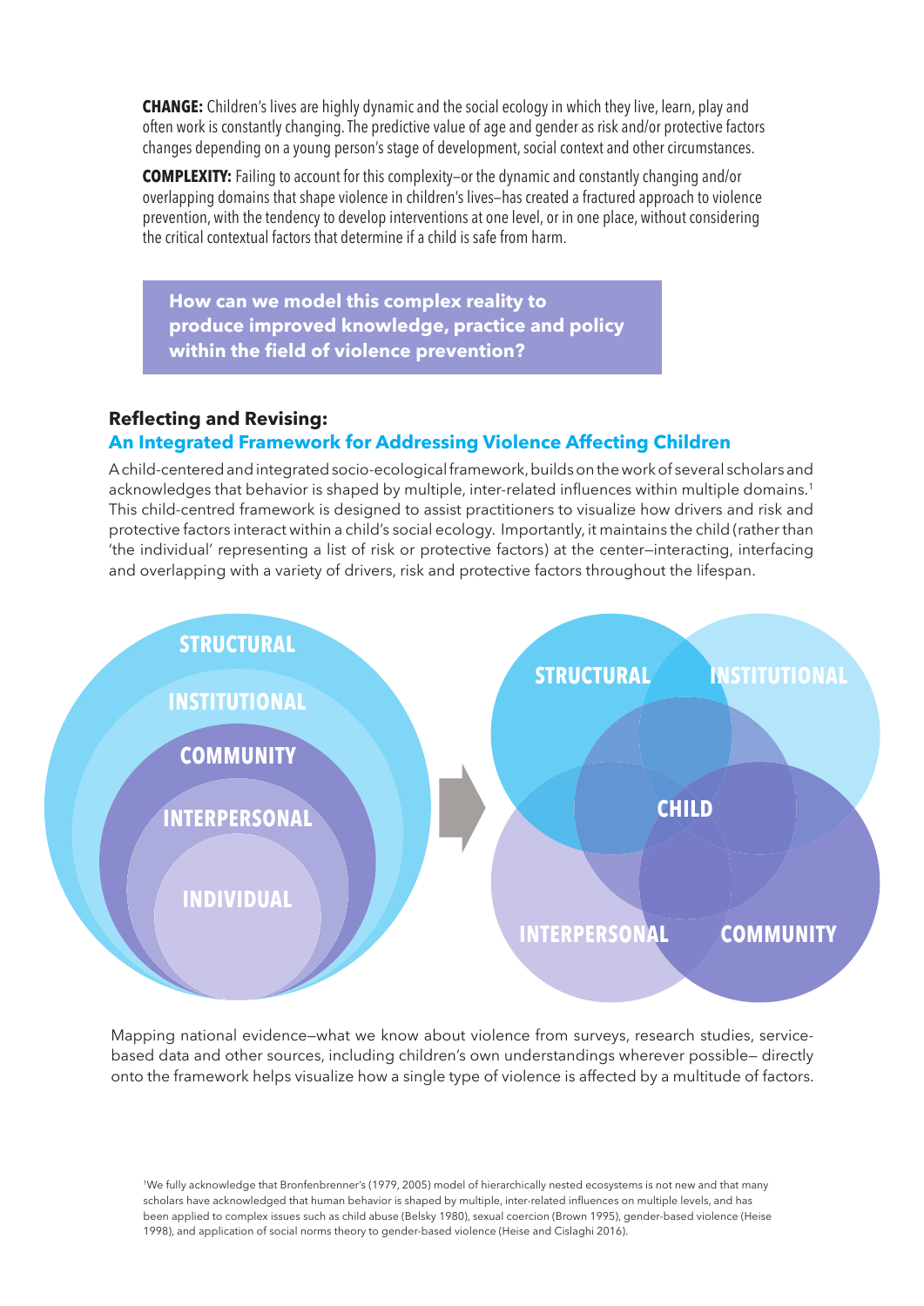**CHANGE:** Children's lives are highly dynamic and the social ecology in which they live, learn, play and often work is constantly changing. The predictive value of age and gender as risk and/or protective factors changes depending on a young person's stage of development, social context and other circumstances.

**COMPLEXITY:** Failing to account for this complexity—or the dynamic and constantly changing and/or overlapping domains that shape violence in children's lives—has created a fractured approach to violence prevention, with the tendency to develop interventions at one level, or in one place, without considering the critical contextual factors that determine if a child is safe from harm.

**How can we model this complex reality to produce improved knowledge, practice and policy within the field of violence prevention?**

## Reflecting and Revising:
## An Integrated Framework for Addressing Violence Affecting Children

A child-centered and integrated socio-ecological framework, builds on the work of several scholars and acknowledges that behavior is shaped by multiple, inter-related influences within multiple domains.[1] This child-centred framework is designed to assist practitioners to visualize how drivers and risk and protective factors interact within a child's social ecology. Importantly, it maintains the child (rather than 'the individual' representing a list of risk or protective factors) at the center—interacting, interfacing and overlapping with a variety of drivers, risk and protective factors throughout the lifespan.

STRUCTURAL / INSTITUTIONAL / COMMUNITY / INTERPERSONAL / INDIVIDUAL → STRUCTURAL / INSTITUTIONAL / CHILD / INTERPERSONAL / COMMUNITY

Mapping national evidence—what we know about violence from surveys, research studies, service-based data and other sources, including children's own understandings wherever possible— directly onto the framework helps visualize how a single type of violence is affected by a multitude of factors.

[1] We fully acknowledge that Bronfenbrenner's (1979, 2005) model of hierarchically nested ecosystems is not new and that many scholars have acknowledged that human behavior is shaped by multiple, inter-related influences on multiple levels, and has been applied to complex issues such as child abuse (Belsky 1980), sexual coercion (Brown 1995), gender-based violence (Heise 1998), and application of social norms theory to gender-based violence (Heise and Cislaghi 2016).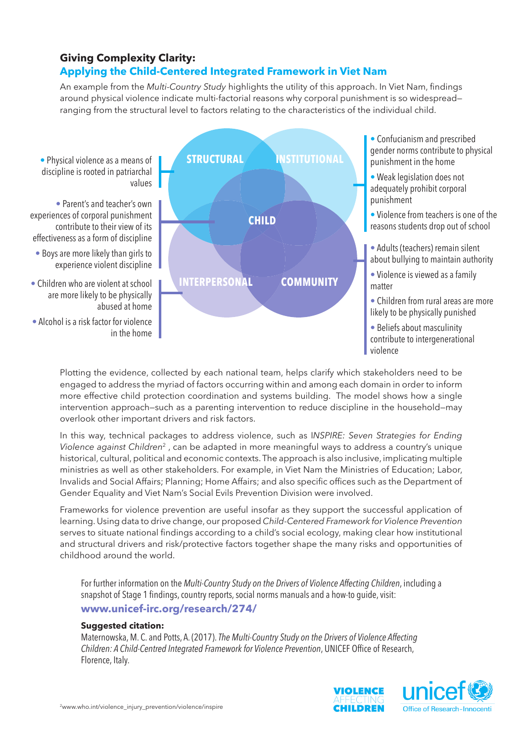## Giving Complexity Clarity:

### Applying the Child-Centered Integrated Framework in Viet Nam

An example from the *Multi-Country Study* highlights the utility of this approach. In Viet Nam, findings around physical violence indicate multi-factorial reasons why corporal punishment is so widespread—ranging from the structural level to factors relating to the characteristics of the individual child.

STRUCTURAL

INSTITUTIONAL

CHILD

INTERPERSONAL

COMMUNITY

- Physical violence as a means of discipline is rooted in patriarchal values

- Parent's and teacher's own experiences of corporal punishment contribute to their view of its effectiveness as a form of discipline
- Boys are more likely than girls to experience violent discipline

- Children who are violent at school are more likely to be physically abused at home
- Alcohol is a risk factor for violence in the home

- Confucianism and prescribed gender norms contribute to physical punishment in the home
- Weak legislation does not adequately prohibit corporal punishment
- Violence from teachers is one of the reasons students drop out of school

- Adults (teachers) remain silent about bullying to maintain authority
- Violence is viewed as a family matter
- Children from rural areas are more likely to be physically punished
- Beliefs about masculinity contribute to intergenerational violence

Plotting the evidence, collected by each national team, helps clarify which stakeholders need to be engaged to address the myriad of factors occurring within and among each domain in order to inform more effective child protection coordination and systems building. The model shows how a single intervention approach—such as a parenting intervention to reduce discipline in the household—may overlook other important drivers and risk factors.

In this way, technical packages to address violence, such as *INSPIRE: Seven Strategies for Ending Violence against Children*[2] , can be adapted in more meaningful ways to address a country's unique historical, cultural, political and economic contexts. The approach is also inclusive, implicating multiple ministries as well as other stakeholders. For example, in Viet Nam the Ministries of Education; Labor, Invalids and Social Affairs; Planning; Home Affairs; and also specific offices such as the Department of Gender Equality and Viet Nam's Social Evils Prevention Division were involved.

Frameworks for violence prevention are useful insofar as they support the successful application of learning. Using data to drive change, our proposed *Child-Centered Framework for Violence Prevention* serves to situate national findings according to a child's social ecology, making clear how institutional and structural drivers and risk/protective factors together shape the many risks and opportunities of childhood around the world.

For further information on the *Multi-Country Study on the Drivers of Violence Affecting Children*, including a snapshot of Stage 1 findings, country reports, social norms manuals and a how-to guide, visit:

**www.unicef-irc.org/research/274/**

**Suggested citation:**

Maternowska, M. C. and Potts, A. (2017). *The Multi-Country Study on the Drivers of Violence Affecting Children: A Child-Centred Integrated Framework for Violence Prevention*, UNICEF Office of Research, Florence, Italy.

[2] www.who.int/violence_injury_prevention/violence/inspire

VIOLENCE AFFECTING CHILDREN

unicef Office of Research-Innocenti